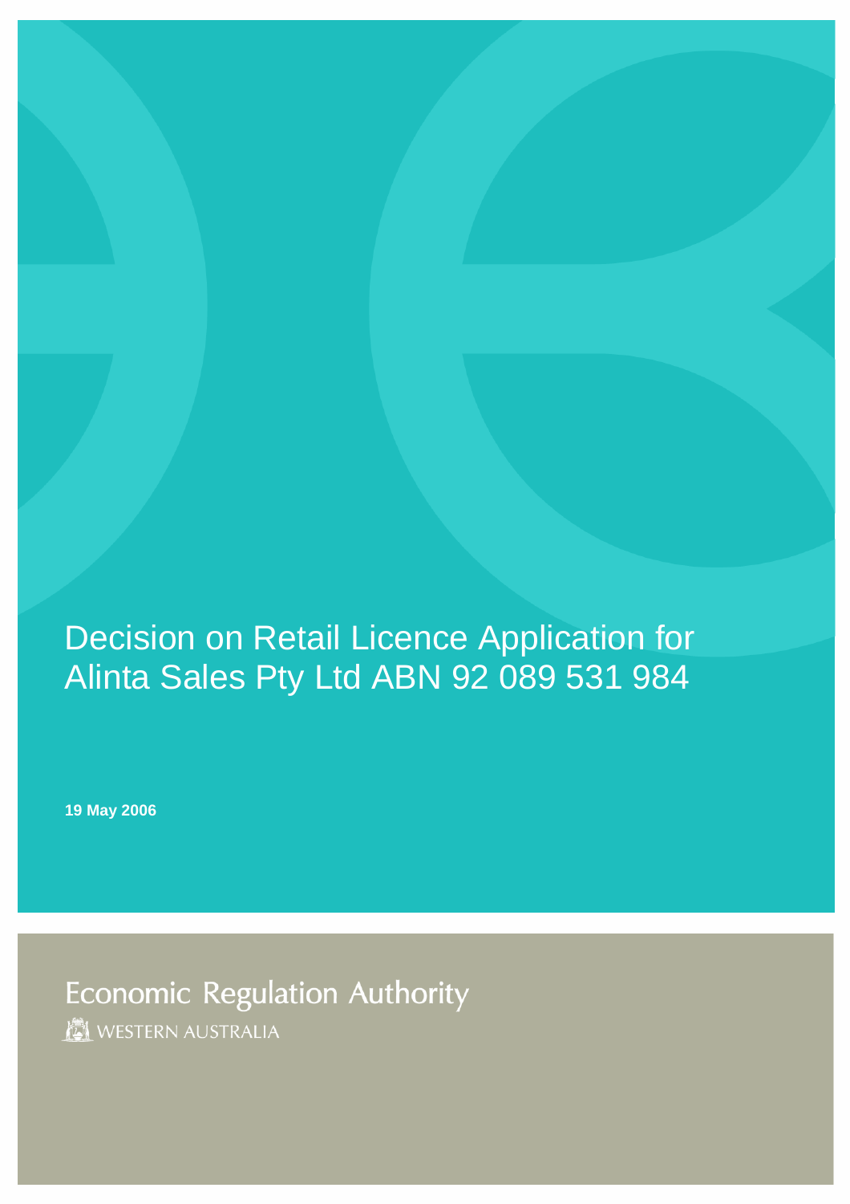# Decision on Retail Licence Application for Alinta Sales Pty Ltd ABN 92 089 531 984

**19 May 2006**

Economic Regulation Authority

WESTERN AUSTRALIA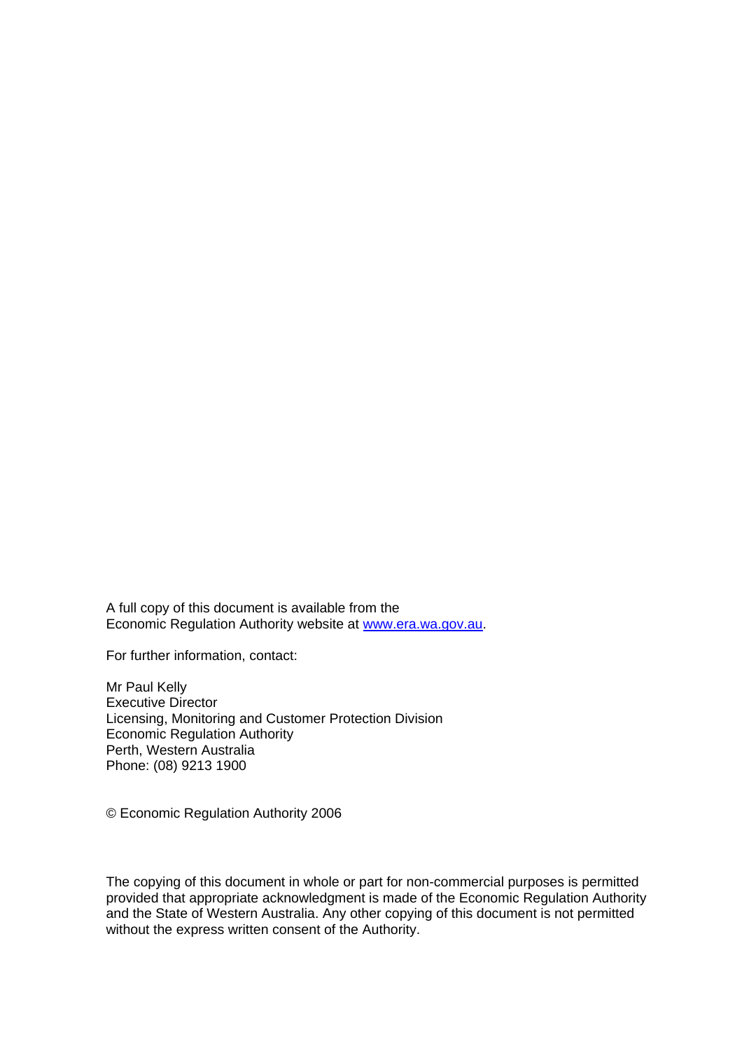A full copy of this document is available from the Economic Regulation Authority website at [www.era.wa.gov.au](http://www.era.wa.gov.au).

For further information, contact:

Mr Paul Kelly
Executive Director
Licensing, Monitoring and Customer Protection Division
Economic Regulation Authority
Perth, Western Australia
Phone: (08) 9213 1900

© Economic Regulation Authority 2006

The copying of this document in whole or part for non-commercial purposes is permitted provided that appropriate acknowledgment is made of the Economic Regulation Authority and the State of Western Australia. Any other copying of this document is not permitted without the express written consent of the Authority.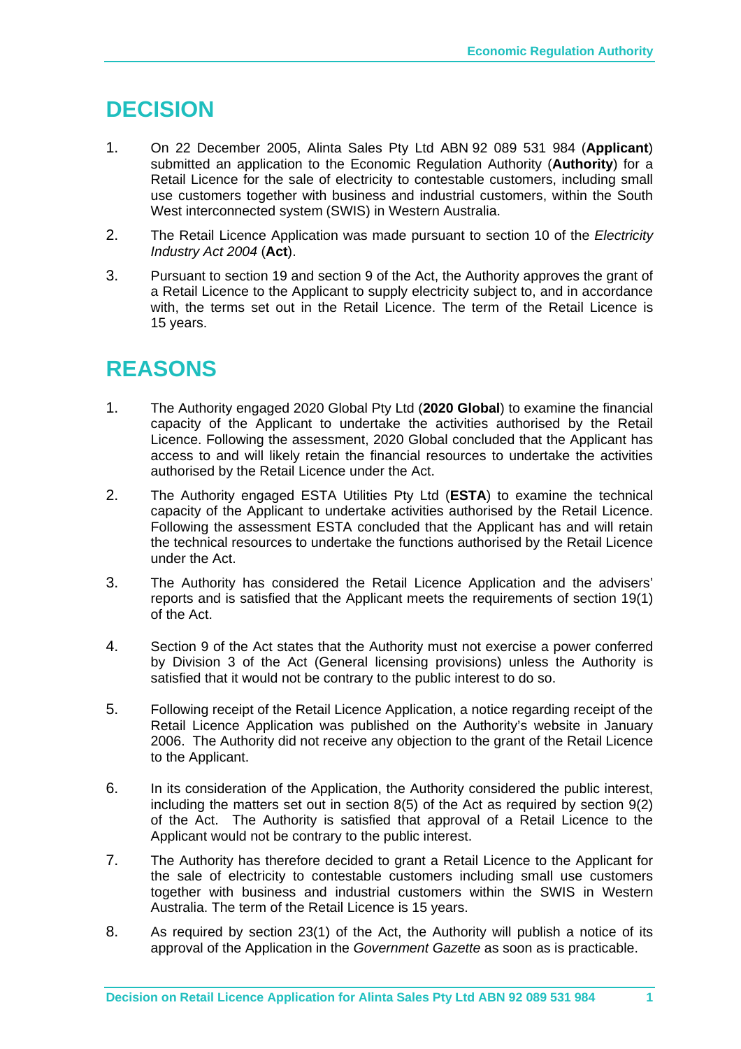# DECISION

1. On 22 December 2005, Alinta Sales Pty Ltd ABN 92 089 531 984 (**Applicant**) submitted an application to the Economic Regulation Authority (**Authority**) for a Retail Licence for the sale of electricity to contestable customers, including small use customers together with business and industrial customers, within the South West interconnected system (SWIS) in Western Australia.
2. The Retail Licence Application was made pursuant to section 10 of the *Electricity Industry Act 2004* (**Act**).
3. Pursuant to section 19 and section 9 of the Act, the Authority approves the grant of a Retail Licence to the Applicant to supply electricity subject to, and in accordance with, the terms set out in the Retail Licence. The term of the Retail Licence is 15 years.

# REASONS

1. The Authority engaged 2020 Global Pty Ltd (**2020 Global**) to examine the financial capacity of the Applicant to undertake the activities authorised by the Retail Licence. Following the assessment, 2020 Global concluded that the Applicant has access to and will likely retain the financial resources to undertake the activities authorised by the Retail Licence under the Act.
2. The Authority engaged ESTA Utilities Pty Ltd (**ESTA**) to examine the technical capacity of the Applicant to undertake activities authorised by the Retail Licence. Following the assessment ESTA concluded that the Applicant has and will retain the technical resources to undertake the functions authorised by the Retail Licence under the Act.
3. The Authority has considered the Retail Licence Application and the advisers' reports and is satisfied that the Applicant meets the requirements of section 19(1) of the Act.
4. Section 9 of the Act states that the Authority must not exercise a power conferred by Division 3 of the Act (General licensing provisions) unless the Authority is satisfied that it would not be contrary to the public interest to do so.
5. Following receipt of the Retail Licence Application, a notice regarding receipt of the Retail Licence Application was published on the Authority's website in January 2006. The Authority did not receive any objection to the grant of the Retail Licence to the Applicant.
6. In its consideration of the Application, the Authority considered the public interest, including the matters set out in section 8(5) of the Act as required by section 9(2) of the Act. The Authority is satisfied that approval of a Retail Licence to the Applicant would not be contrary to the public interest.
7. The Authority has therefore decided to grant a Retail Licence to the Applicant for the sale of electricity to contestable customers including small use customers together with business and industrial customers within the SWIS in Western Australia. The term of the Retail Licence is 15 years.
8. As required by section 23(1) of the Act, the Authority will publish a notice of its approval of the Application in the *Government Gazette* as soon as is practicable.